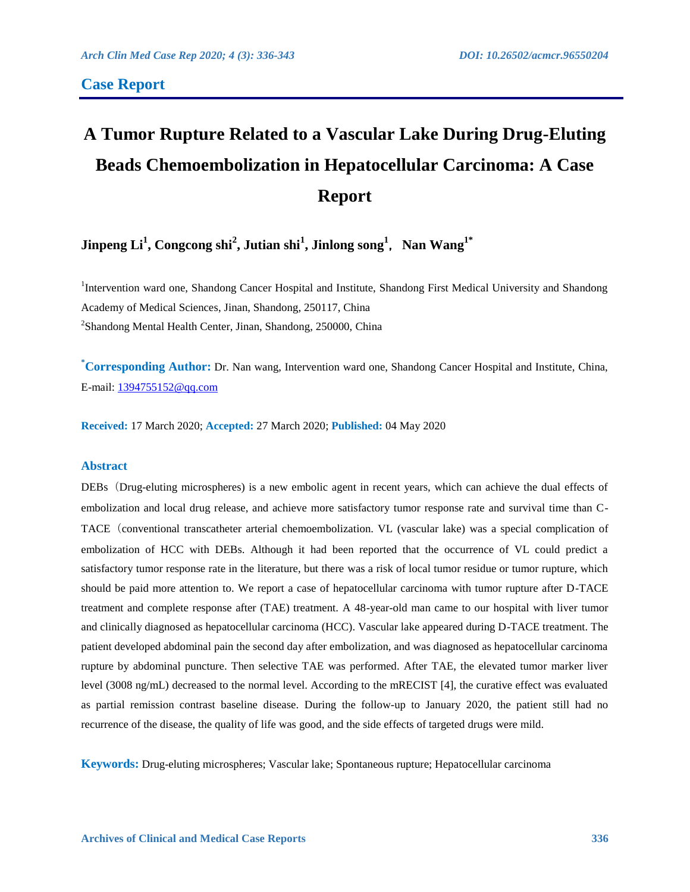## Case Report

# A Tumor Rupture Related to a Vascular Lake During Drug-Eluting Beads Chemoembolization in Hepatocellular Carcinoma: A Case Report

**Jinpeng Li[1], Congcong shi[2], Jutian shi[1], Jinlong song[1], Nan Wang[1*]**

[1]Intervention ward one, Shandong Cancer Hospital and Institute, Shandong First Medical University and Shandong Academy of Medical Sciences, Jinan, Shandong, 250117, China

[2]Shandong Mental Health Center, Jinan, Shandong, 250000, China

[*]**Corresponding Author:** Dr. Nan wang, Intervention ward one, Shandong Cancer Hospital and Institute, China, E-mail: 1394755152@qq.com

**Received:** 17 March 2020; **Accepted:** 27 March 2020; **Published:** 04 May 2020

### Abstract

DEBs（Drug-eluting microspheres) is a new embolic agent in recent years, which can achieve the dual effects of embolization and local drug release, and achieve more satisfactory tumor response rate and survival time than C-TACE（conventional transcatheter arterial chemoembolization. VL (vascular lake) was a special complication of embolization of HCC with DEBs. Although it had been reported that the occurrence of VL could predict a satisfactory tumor response rate in the literature, but there was a risk of local tumor residue or tumor rupture, which should be paid more attention to. We report a case of hepatocellular carcinoma with tumor rupture after D-TACE treatment and complete response after (TAE) treatment. A 48-year-old man came to our hospital with liver tumor and clinically diagnosed as hepatocellular carcinoma (HCC). Vascular lake appeared during D-TACE treatment. The patient developed abdominal pain the second day after embolization, and was diagnosed as hepatocellular carcinoma rupture by abdominal puncture. Then selective TAE was performed. After TAE, the elevated tumor marker liver level (3008 ng/mL) decreased to the normal level. According to the mRECIST [4], the curative effect was evaluated as partial remission contrast baseline disease. During the follow-up to January 2020, the patient still had no recurrence of the disease, the quality of life was good, and the side effects of targeted drugs were mild.

**Keywords:** Drug-eluting microspheres; Vascular lake; Spontaneous rupture; Hepatocellular carcinoma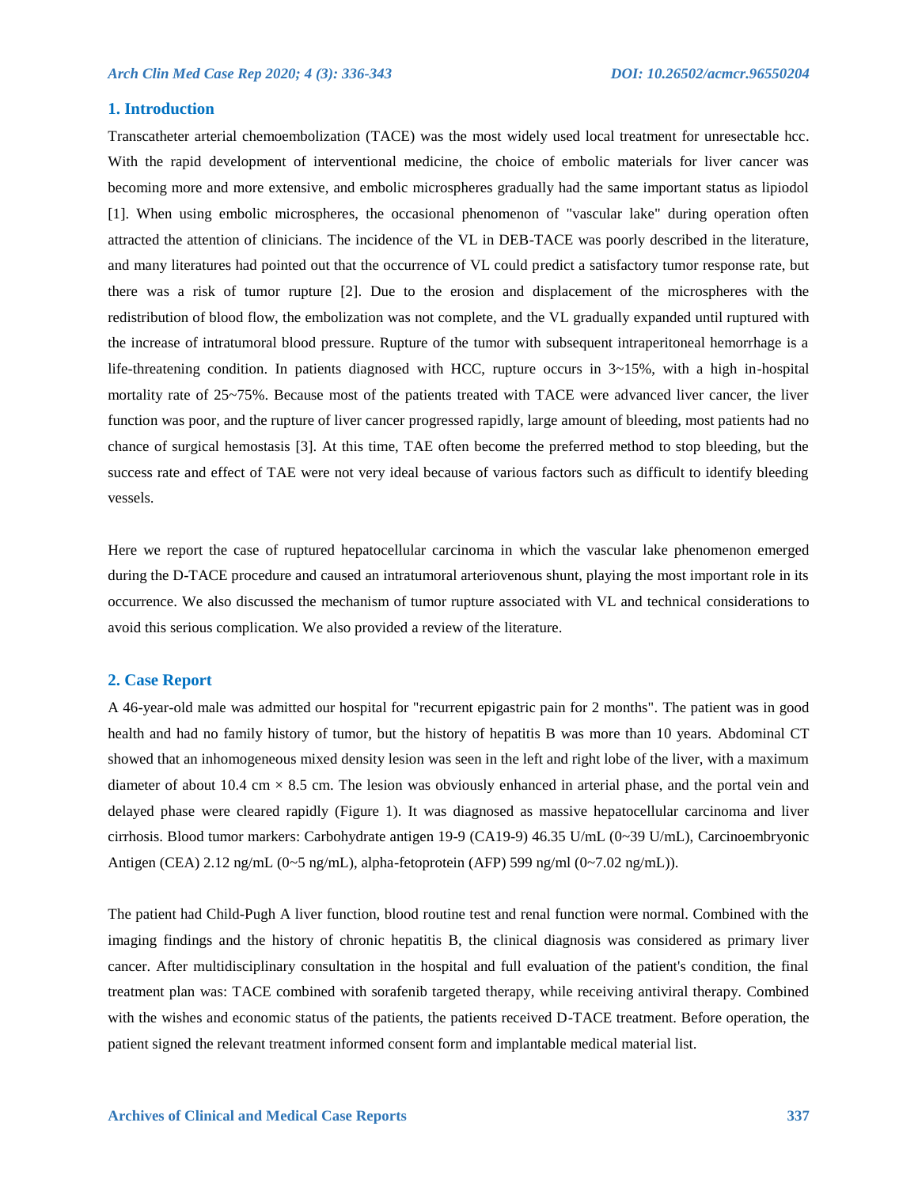## 1. Introduction

Transcatheter arterial chemoembolization (TACE) was the most widely used local treatment for unresectable hcc. With the rapid development of interventional medicine, the choice of embolic materials for liver cancer was becoming more and more extensive, and embolic microspheres gradually had the same important status as lipiodol [1]. When using embolic microspheres, the occasional phenomenon of "vascular lake" during operation often attracted the attention of clinicians. The incidence of the VL in DEB-TACE was poorly described in the literature, and many literatures had pointed out that the occurrence of VL could predict a satisfactory tumor response rate, but there was a risk of tumor rupture [2]. Due to the erosion and displacement of the microspheres with the redistribution of blood flow, the embolization was not complete, and the VL gradually expanded until ruptured with the increase of intratumoral blood pressure. Rupture of the tumor with subsequent intraperitoneal hemorrhage is a life-threatening condition. In patients diagnosed with HCC, rupture occurs in 3~15%, with a high in-hospital mortality rate of 25~75%. Because most of the patients treated with TACE were advanced liver cancer, the liver function was poor, and the rupture of liver cancer progressed rapidly, large amount of bleeding, most patients had no chance of surgical hemostasis [3]. At this time, TAE often become the preferred method to stop bleeding, but the success rate and effect of TAE were not very ideal because of various factors such as difficult to identify bleeding vessels.

Here we report the case of ruptured hepatocellular carcinoma in which the vascular lake phenomenon emerged during the D-TACE procedure and caused an intratumoral arteriovenous shunt, playing the most important role in its occurrence. We also discussed the mechanism of tumor rupture associated with VL and technical considerations to avoid this serious complication. We also provided a review of the literature.

## 2. Case Report

A 46-year-old male was admitted our hospital for "recurrent epigastric pain for 2 months". The patient was in good health and had no family history of tumor, but the history of hepatitis B was more than 10 years. Abdominal CT showed that an inhomogeneous mixed density lesion was seen in the left and right lobe of the liver, with a maximum diameter of about 10.4 cm × 8.5 cm. The lesion was obviously enhanced in arterial phase, and the portal vein and delayed phase were cleared rapidly (Figure 1). It was diagnosed as massive hepatocellular carcinoma and liver cirrhosis. Blood tumor markers: Carbohydrate antigen 19-9 (CA19-9) 46.35 U/mL (0~39 U/mL), Carcinoembryonic Antigen (CEA) 2.12 ng/mL (0~5 ng/mL), alpha-fetoprotein (AFP) 599 ng/ml (0~7.02 ng/mL)).

The patient had Child-Pugh A liver function, blood routine test and renal function were normal. Combined with the imaging findings and the history of chronic hepatitis B, the clinical diagnosis was considered as primary liver cancer. After multidisciplinary consultation in the hospital and full evaluation of the patient's condition, the final treatment plan was: TACE combined with sorafenib targeted therapy, while receiving antiviral therapy. Combined with the wishes and economic status of the patients, the patients received D-TACE treatment. Before operation, the patient signed the relevant treatment informed consent form and implantable medical material list.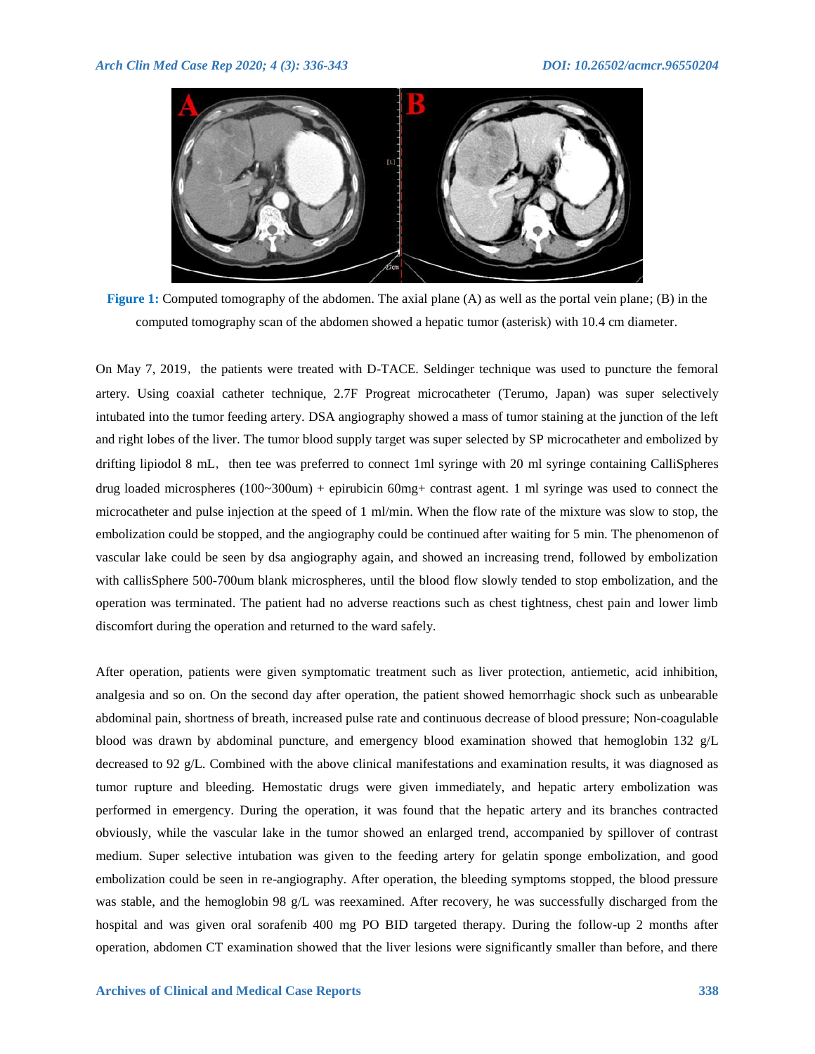**Figure 1:** Computed tomography of the abdomen. The axial plane (A) as well as the portal vein plane; (B) in the computed tomography scan of the abdomen showed a hepatic tumor (asterisk) with 10.4 cm diameter.

On May 7, 2019, the patients were treated with D-TACE. Seldinger technique was used to puncture the femoral artery. Using coaxial catheter technique, 2.7F Progreat microcatheter (Terumo, Japan) was super selectively intubated into the tumor feeding artery. DSA angiography showed a mass of tumor staining at the junction of the left and right lobes of the liver. The tumor blood supply target was super selected by SP microcatheter and embolized by drifting lipiodol 8 mL, then tee was preferred to connect 1ml syringe with 20 ml syringe containing CalliSpheres drug loaded microspheres (100~300um) + epirubicin 60mg+ contrast agent. 1 ml syringe was used to connect the microcatheter and pulse injection at the speed of 1 ml/min. When the flow rate of the mixture was slow to stop, the embolization could be stopped, and the angiography could be continued after waiting for 5 min. The phenomenon of vascular lake could be seen by dsa angiography again, and showed an increasing trend, followed by embolization with callisSphere 500-700um blank microspheres, until the blood flow slowly tended to stop embolization, and the operation was terminated. The patient had no adverse reactions such as chest tightness, chest pain and lower limb discomfort during the operation and returned to the ward safely.

After operation, patients were given symptomatic treatment such as liver protection, antiemetic, acid inhibition, analgesia and so on. On the second day after operation, the patient showed hemorrhagic shock such as unbearable abdominal pain, shortness of breath, increased pulse rate and continuous decrease of blood pressure; Non-coagulable blood was drawn by abdominal puncture, and emergency blood examination showed that hemoglobin 132 g/L decreased to 92 g/L. Combined with the above clinical manifestations and examination results, it was diagnosed as tumor rupture and bleeding. Hemostatic drugs were given immediately, and hepatic artery embolization was performed in emergency. During the operation, it was found that the hepatic artery and its branches contracted obviously, while the vascular lake in the tumor showed an enlarged trend, accompanied by spillover of contrast medium. Super selective intubation was given to the feeding artery for gelatin sponge embolization, and good embolization could be seen in re-angiography. After operation, the bleeding symptoms stopped, the blood pressure was stable, and the hemoglobin 98 g/L was reexamined. After recovery, he was successfully discharged from the hospital and was given oral sorafenib 400 mg PO BID targeted therapy. During the follow-up 2 months after operation, abdomen CT examination showed that the liver lesions were significantly smaller than before, and there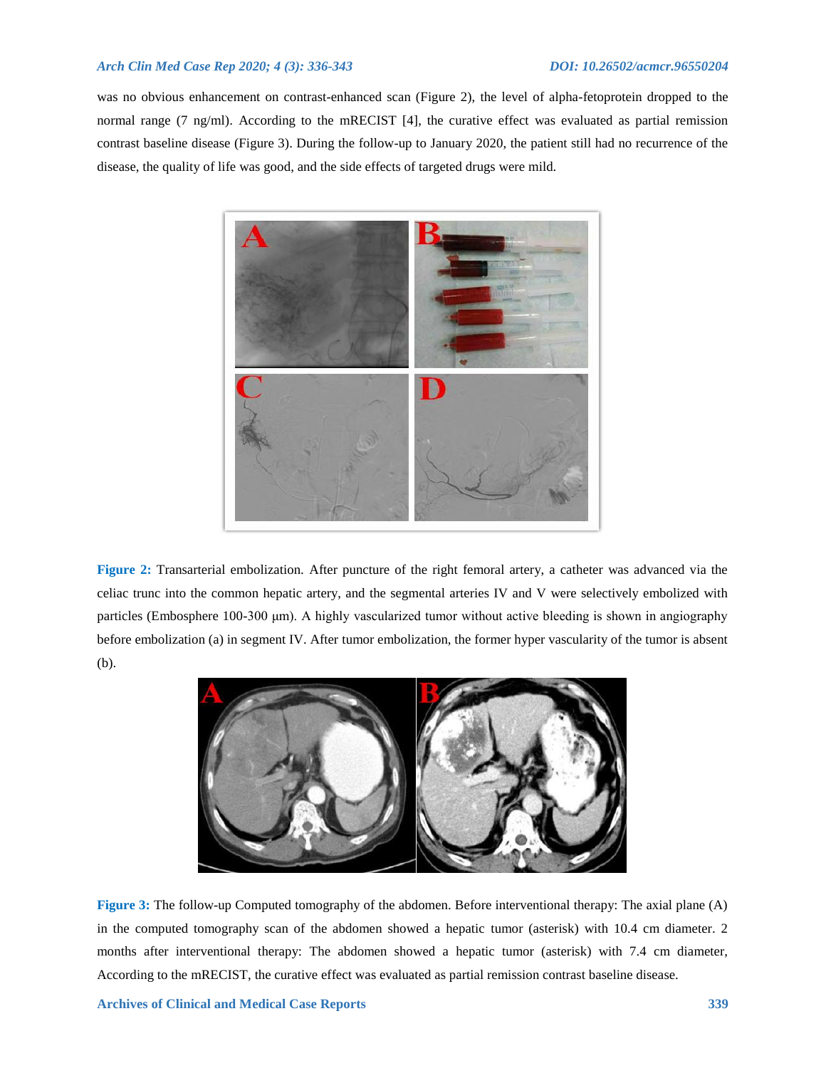was no obvious enhancement on contrast-enhanced scan (Figure 2), the level of alpha-fetoprotein dropped to the normal range (7 ng/ml). According to the mRECIST [4], the curative effect was evaluated as partial remission contrast baseline disease (Figure 3). During the follow-up to January 2020, the patient still had no recurrence of the disease, the quality of life was good, and the side effects of targeted drugs were mild.

**Figure 2:** Transarterial embolization. After puncture of the right femoral artery, a catheter was advanced via the celiac trunc into the common hepatic artery, and the segmental arteries IV and V were selectively embolized with particles (Embosphere 100-300 μm). A highly vascularized tumor without active bleeding is shown in angiography before embolization (a) in segment IV. After tumor embolization, the former hyper vascularity of the tumor is absent (b).

**Figure 3:** The follow-up Computed tomography of the abdomen. Before interventional therapy: The axial plane (A) in the computed tomography scan of the abdomen showed a hepatic tumor (asterisk) with 10.4 cm diameter. 2 months after interventional therapy: The abdomen showed a hepatic tumor (asterisk) with 7.4 cm diameter, According to the mRECIST, the curative effect was evaluated as partial remission contrast baseline disease.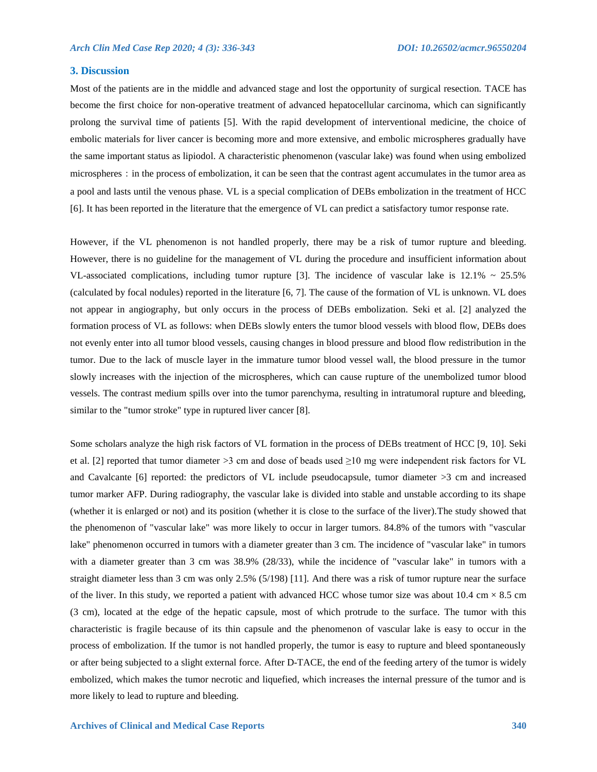## 3. Discussion

Most of the patients are in the middle and advanced stage and lost the opportunity of surgical resection. TACE has become the first choice for non-operative treatment of advanced hepatocellular carcinoma, which can significantly prolong the survival time of patients [5]. With the rapid development of interventional medicine, the choice of embolic materials for liver cancer is becoming more and more extensive, and embolic microspheres gradually have the same important status as lipiodol. A characteristic phenomenon (vascular lake) was found when using embolized microspheres：in the process of embolization, it can be seen that the contrast agent accumulates in the tumor area as a pool and lasts until the venous phase. VL is a special complication of DEBs embolization in the treatment of HCC [6]. It has been reported in the literature that the emergence of VL can predict a satisfactory tumor response rate.

However, if the VL phenomenon is not handled properly, there may be a risk of tumor rupture and bleeding. However, there is no guideline for the management of VL during the procedure and insufficient information about VL-associated complications, including tumor rupture [3]. The incidence of vascular lake is 12.1% ~ 25.5% (calculated by focal nodules) reported in the literature [6, 7]. The cause of the formation of VL is unknown. VL does not appear in angiography, but only occurs in the process of DEBs embolization. Seki et al. [2] analyzed the formation process of VL as follows: when DEBs slowly enters the tumor blood vessels with blood flow, DEBs does not evenly enter into all tumor blood vessels, causing changes in blood pressure and blood flow redistribution in the tumor. Due to the lack of muscle layer in the immature tumor blood vessel wall, the blood pressure in the tumor slowly increases with the injection of the microspheres, which can cause rupture of the unembolized tumor blood vessels. The contrast medium spills over into the tumor parenchyma, resulting in intratumoral rupture and bleeding, similar to the "tumor stroke" type in ruptured liver cancer [8].

Some scholars analyze the high risk factors of VL formation in the process of DEBs treatment of HCC [9, 10]. Seki et al. [2] reported that tumor diameter >3 cm and dose of beads used ≥10 mg were independent risk factors for VL and Cavalcante [6] reported: the predictors of VL include pseudocapsule, tumor diameter >3 cm and increased tumor marker AFP. During radiography, the vascular lake is divided into stable and unstable according to its shape (whether it is enlarged or not) and its position (whether it is close to the surface of the liver).The study showed that the phenomenon of "vascular lake" was more likely to occur in larger tumors. 84.8% of the tumors with "vascular lake" phenomenon occurred in tumors with a diameter greater than 3 cm. The incidence of "vascular lake" in tumors with a diameter greater than 3 cm was 38.9% (28/33), while the incidence of "vascular lake" in tumors with a straight diameter less than 3 cm was only 2.5% (5/198) [11]. And there was a risk of tumor rupture near the surface of the liver. In this study, we reported a patient with advanced HCC whose tumor size was about 10.4 cm × 8.5 cm (3 cm), located at the edge of the hepatic capsule, most of which protrude to the surface. The tumor with this characteristic is fragile because of its thin capsule and the phenomenon of vascular lake is easy to occur in the process of embolization. If the tumor is not handled properly, the tumor is easy to rupture and bleed spontaneously or after being subjected to a slight external force. After D-TACE, the end of the feeding artery of the tumor is widely embolized, which makes the tumor necrotic and liquefied, which increases the internal pressure of the tumor and is more likely to lead to rupture and bleeding.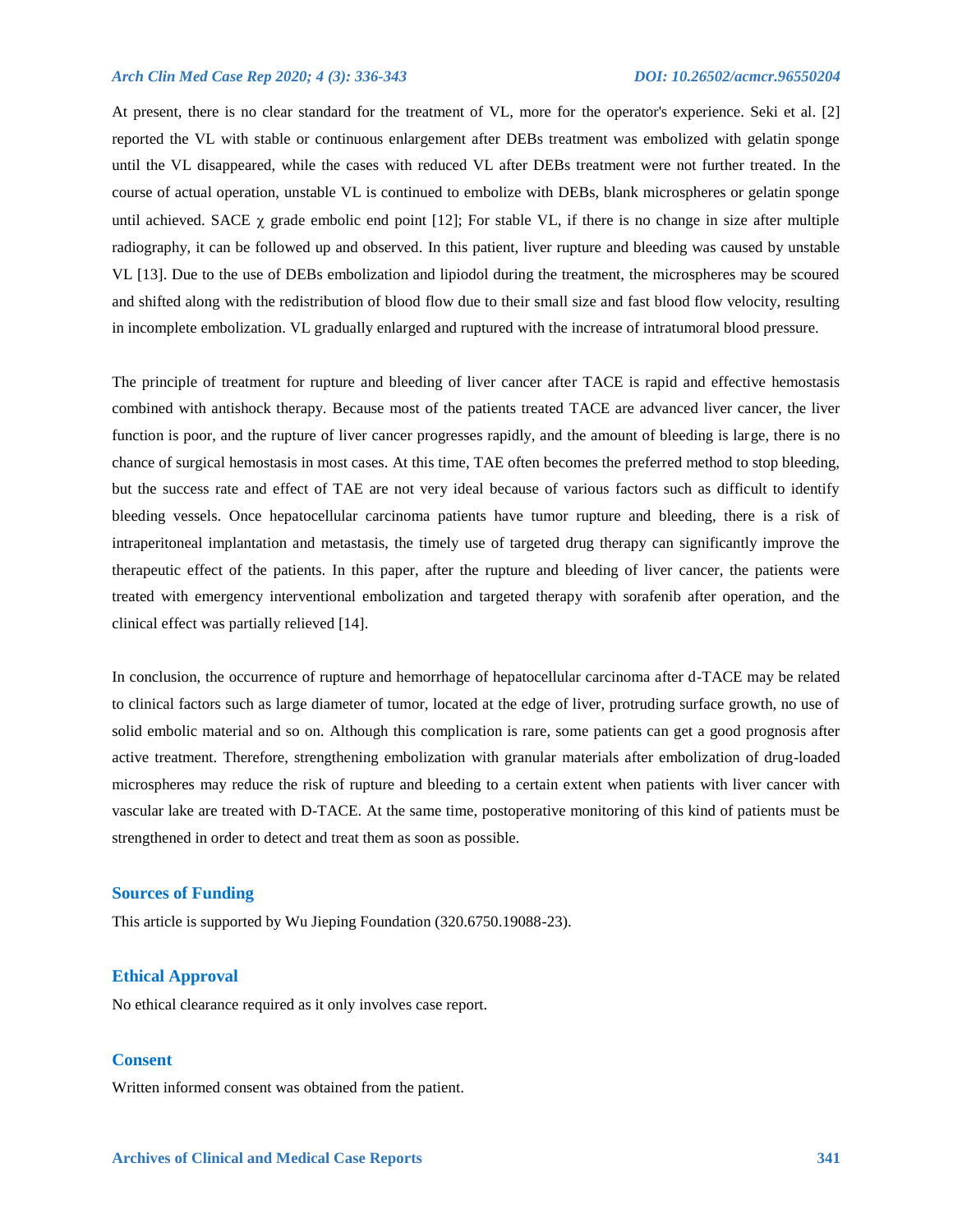At present, there is no clear standard for the treatment of VL, more for the operator's experience. Seki et al. [2] reported the VL with stable or continuous enlargement after DEBs treatment was embolized with gelatin sponge until the VL disappeared, while the cases with reduced VL after DEBs treatment were not further treated. In the course of actual operation, unstable VL is continued to embolize with DEBs, blank microspheres or gelatin sponge until achieved. SACE χ grade embolic end point [12]; For stable VL, if there is no change in size after multiple radiography, it can be followed up and observed. In this patient, liver rupture and bleeding was caused by unstable VL [13]. Due to the use of DEBs embolization and lipiodol during the treatment, the microspheres may be scoured and shifted along with the redistribution of blood flow due to their small size and fast blood flow velocity, resulting in incomplete embolization. VL gradually enlarged and ruptured with the increase of intratumoral blood pressure.

The principle of treatment for rupture and bleeding of liver cancer after TACE is rapid and effective hemostasis combined with antishock therapy. Because most of the patients treated TACE are advanced liver cancer, the liver function is poor, and the rupture of liver cancer progresses rapidly, and the amount of bleeding is large, there is no chance of surgical hemostasis in most cases. At this time, TAE often becomes the preferred method to stop bleeding, but the success rate and effect of TAE are not very ideal because of various factors such as difficult to identify bleeding vessels. Once hepatocellular carcinoma patients have tumor rupture and bleeding, there is a risk of intraperitoneal implantation and metastasis, the timely use of targeted drug therapy can significantly improve the therapeutic effect of the patients. In this paper, after the rupture and bleeding of liver cancer, the patients were treated with emergency interventional embolization and targeted therapy with sorafenib after operation, and the clinical effect was partially relieved [14].

In conclusion, the occurrence of rupture and hemorrhage of hepatocellular carcinoma after d-TACE may be related to clinical factors such as large diameter of tumor, located at the edge of liver, protruding surface growth, no use of solid embolic material and so on. Although this complication is rare, some patients can get a good prognosis after active treatment. Therefore, strengthening embolization with granular materials after embolization of drug-loaded microspheres may reduce the risk of rupture and bleeding to a certain extent when patients with liver cancer with vascular lake are treated with D-TACE. At the same time, postoperative monitoring of this kind of patients must be strengthened in order to detect and treat them as soon as possible.

## Sources of Funding

This article is supported by Wu Jieping Foundation (320.6750.19088-23).

## Ethical Approval

No ethical clearance required as it only involves case report.

## Consent

Written informed consent was obtained from the patient.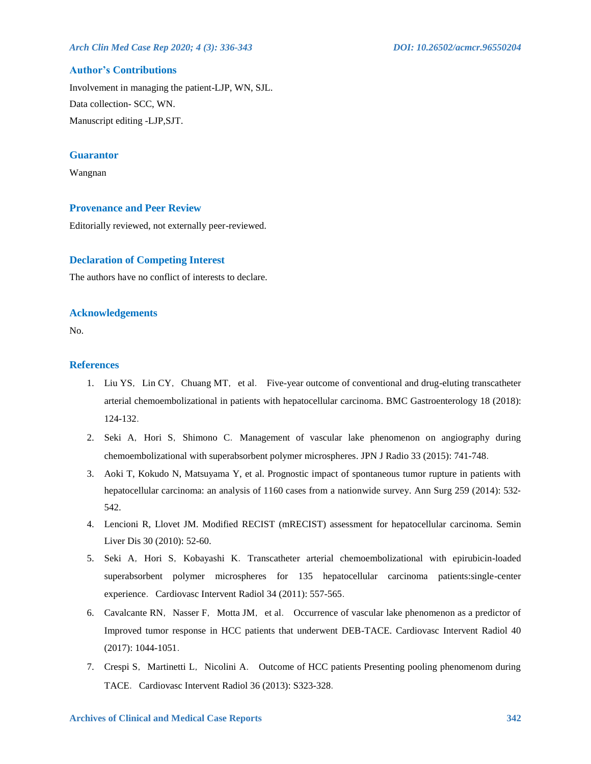## Author's Contributions

Involvement in managing the patient-LJP, WN, SJL.

Data collection- SCC, WN.

Manuscript editing -LJP,SJT.

## Guarantor

Wangnan

## Provenance and Peer Review

Editorially reviewed, not externally peer-reviewed.

## Declaration of Competing Interest

The authors have no conflict of interests to declare.

## Acknowledgements

No.

## References

1. Liu YS，Lin CY，Chuang MT，et al． Five-year outcome of conventional and drug-eluting transcatheter arterial chemoembolizational in patients with hepatocellular carcinoma. BMC Gastroenterology 18 (2018): 124-132．
2. Seki A，Hori S，Shimono C．Management of vascular lake phenomenon on angiography during chemoembolizational with superabsorbent polymer microspheres. JPN J Radio 33 (2015): 741-748．
3. Aoki T, Kokudo N, Matsuyama Y, et al. Prognostic impact of spontaneous tumor rupture in patients with hepatocellular carcinoma: an analysis of 1160 cases from a nationwide survey. Ann Surg 259 (2014): 532-542.
4. Lencioni R, Llovet JM. Modified RECIST (mRECIST) assessment for hepatocellular carcinoma. Semin Liver Dis 30 (2010): 52-60.
5. Seki A，Hori S，Kobayashi K．Transcatheter arterial chemoembolizational with epirubicin-loaded superabsorbent polymer microspheres for 135 hepatocellular carcinoma patients:single-center experience． Cardiovasc Intervent Radiol 34 (2011): 557-565．
6. Cavalcante RN，Nasser F，Motta JM，et al． Occurrence of vascular lake phenomenon as a predictor of Improved tumor response in HCC patients that underwent DEB-TACE. Cardiovasc Intervent Radiol 40 (2017): 1044-1051．
7. Crespi S，Martinetti L，Nicolini A． Outcome of HCC patients Presenting pooling phenomenom during TACE． Cardiovasc Intervent Radiol 36 (2013): S323-328．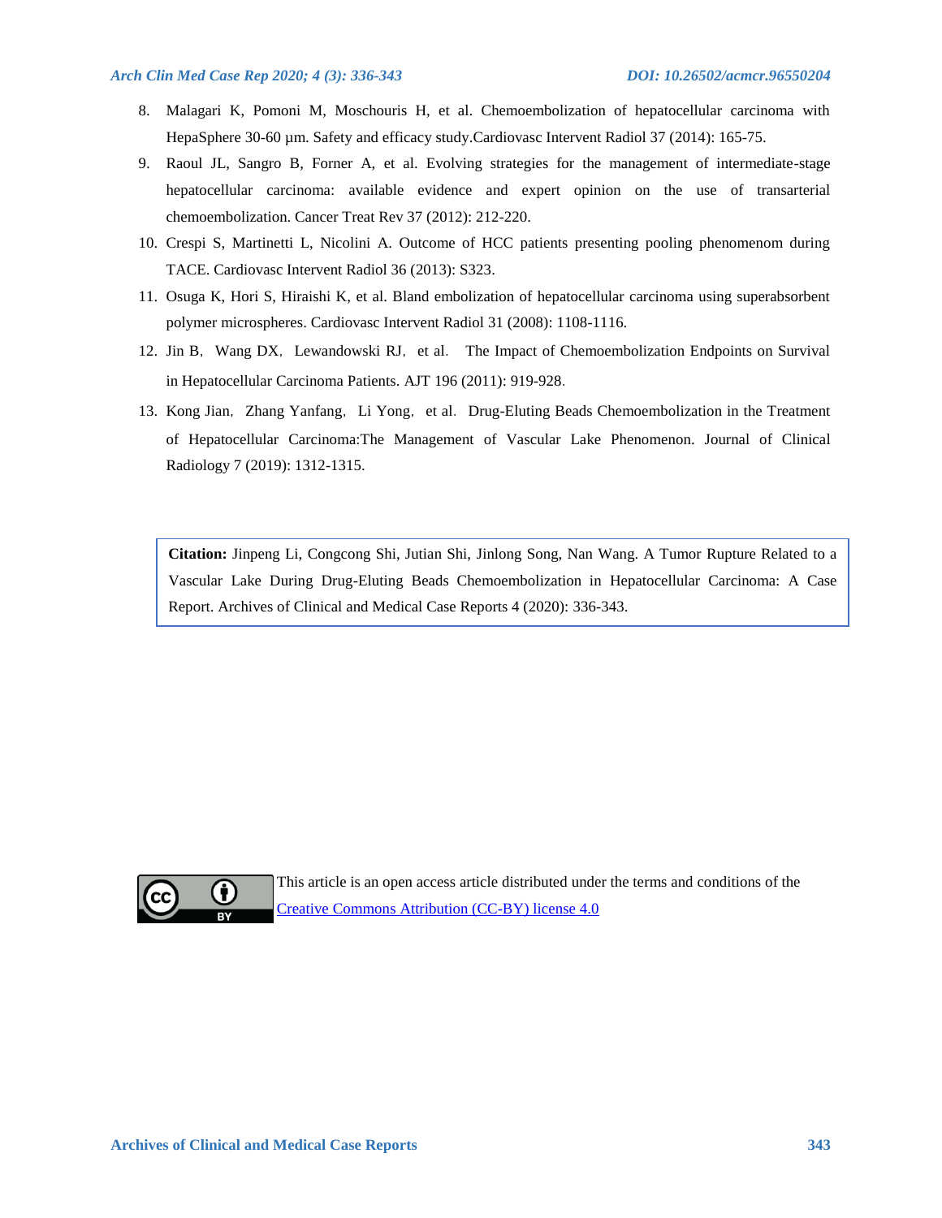8. Malagari K, Pomoni M, Moschouris H, et al. Chemoembolization of hepatocellular carcinoma with HepaSphere 30-60 µm. Safety and efficacy study.Cardiovasc Intervent Radiol 37 (2014): 165-75.
9. Raoul JL, Sangro B, Forner A, et al. Evolving strategies for the management of intermediate-stage hepatocellular carcinoma: available evidence and expert opinion on the use of transarterial chemoembolization. Cancer Treat Rev 37 (2012): 212-220.
10. Crespi S, Martinetti L, Nicolini A. Outcome of HCC patients presenting pooling phenomenom during TACE. Cardiovasc Intervent Radiol 36 (2013): S323.
11. Osuga K, Hori S, Hiraishi K, et al. Bland embolization of hepatocellular carcinoma using superabsorbent polymer microspheres. Cardiovasc Intervent Radiol 31 (2008): 1108-1116.
12. Jin B，Wang DX，Lewandowski RJ，et al. The Impact of Chemoembolization Endpoints on Survival in Hepatocellular Carcinoma Patients. AJT 196 (2011): 919-928.
13. Kong Jian，Zhang Yanfang，Li Yong，et al. Drug-Eluting Beads Chemoembolization in the Treatment of Hepatocellular Carcinoma:The Management of Vascular Lake Phenomenon. Journal of Clinical Radiology 7 (2019): 1312-1315.

**Citation:** Jinpeng Li, Congcong Shi, Jutian Shi, Jinlong Song, Nan Wang. A Tumor Rupture Related to a Vascular Lake During Drug-Eluting Beads Chemoembolization in Hepatocellular Carcinoma: A Case Report. Archives of Clinical and Medical Case Reports 4 (2020): 336-343.

This article is an open access article distributed under the terms and conditions of the [Creative Commons Attribution (CC-BY) license 4.0](https://creativecommons.org/licenses/by/4.0/)